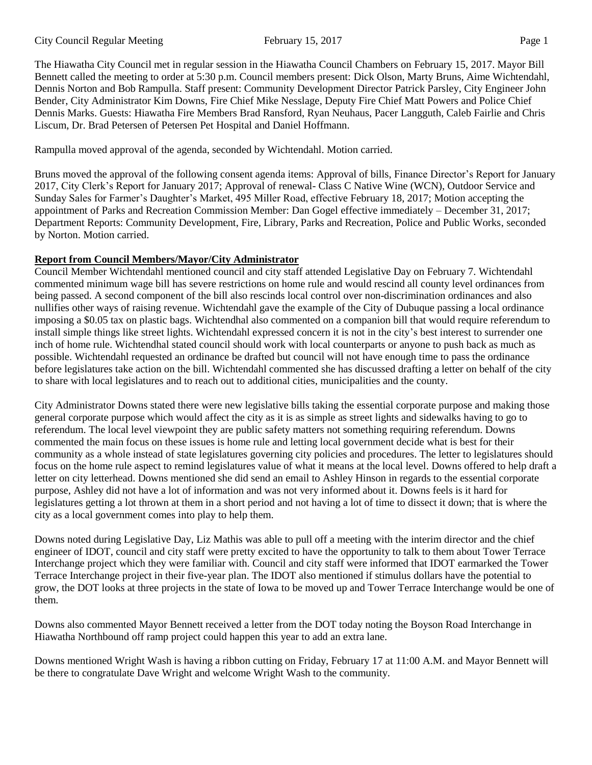The Hiawatha City Council met in regular session in the Hiawatha Council Chambers on February 15, 2017. Mayor Bill Bennett called the meeting to order at 5:30 p.m. Council members present: Dick Olson, Marty Bruns, Aime Wichtendahl, Dennis Norton and Bob Rampulla. Staff present: Community Development Director Patrick Parsley, City Engineer John Bender, City Administrator Kim Downs, Fire Chief Mike Nesslage, Deputy Fire Chief Matt Powers and Police Chief Dennis Marks. Guests: Hiawatha Fire Members Brad Ransford, Ryan Neuhaus, Pacer Langguth, Caleb Fairlie and Chris Liscum, Dr. Brad Petersen of Petersen Pet Hospital and Daniel Hoffmann.

Rampulla moved approval of the agenda, seconded by Wichtendahl. Motion carried.

Bruns moved the approval of the following consent agenda items: Approval of bills, Finance Director's Report for January 2017, City Clerk's Report for January 2017; Approval of renewal- Class C Native Wine (WCN), Outdoor Service and Sunday Sales for Farmer's Daughter's Market, 495 Miller Road, effective February 18, 2017; Motion accepting the appointment of Parks and Recreation Commission Member: Dan Gogel effective immediately – December 31, 2017; Department Reports: Community Development, Fire, Library, Parks and Recreation, Police and Public Works, seconded by Norton. Motion carried.

**Report from Council Members/Mayor/City Administrator**

Council Member Wichtendahl mentioned council and city staff attended Legislative Day on February 7. Wichtendahl commented minimum wage bill has severe restrictions on home rule and would rescind all county level ordinances from being passed. A second component of the bill also rescinds local control over non-discrimination ordinances and also nullifies other ways of raising revenue. Wichtendahl gave the example of the City of Dubuque passing a local ordinance imposing a $0.05 tax on plastic bags. Wichtendhal also commented on a companion bill that would require referendum to install simple things like street lights. Wichtendahl expressed concern it is not in the city's best interest to surrender one inch of home rule. Wichtendhal stated council should work with local counterparts or anyone to push back as much as possible. Wichtendahl requested an ordinance be drafted but council will not have enough time to pass the ordinance before legislatures take action on the bill. Wichtendahl commented she has discussed drafting a letter on behalf of the city to share with local legislatures and to reach out to additional cities, municipalities and the county.

City Administrator Downs stated there were new legislative bills taking the essential corporate purpose and making those general corporate purpose which would affect the city as it is as simple as street lights and sidewalks having to go to referendum. The local level viewpoint they are public safety matters not something requiring referendum. Downs commented the main focus on these issues is home rule and letting local government decide what is best for their community as a whole instead of state legislatures governing city policies and procedures. The letter to legislatures should focus on the home rule aspect to remind legislatures value of what it means at the local level. Downs offered to help draft a letter on city letterhead. Downs mentioned she did send an email to Ashley Hinson in regards to the essential corporate purpose, Ashley did not have a lot of information and was not very informed about it. Downs feels is it hard for legislatures getting a lot thrown at them in a short period and not having a lot of time to dissect it down; that is where the city as a local government comes into play to help them.

Downs noted during Legislative Day, Liz Mathis was able to pull off a meeting with the interim director and the chief engineer of IDOT, council and city staff were pretty excited to have the opportunity to talk to them about Tower Terrace Interchange project which they were familiar with. Council and city staff were informed that IDOT earmarked the Tower Terrace Interchange project in their five-year plan. The IDOT also mentioned if stimulus dollars have the potential to grow, the DOT looks at three projects in the state of Iowa to be moved up and Tower Terrace Interchange would be one of them.

Downs also commented Mayor Bennett received a letter from the DOT today noting the Boyson Road Interchange in Hiawatha Northbound off ramp project could happen this year to add an extra lane.

Downs mentioned Wright Wash is having a ribbon cutting on Friday, February 17 at 11:00 A.M. and Mayor Bennett will be there to congratulate Dave Wright and welcome Wright Wash to the community.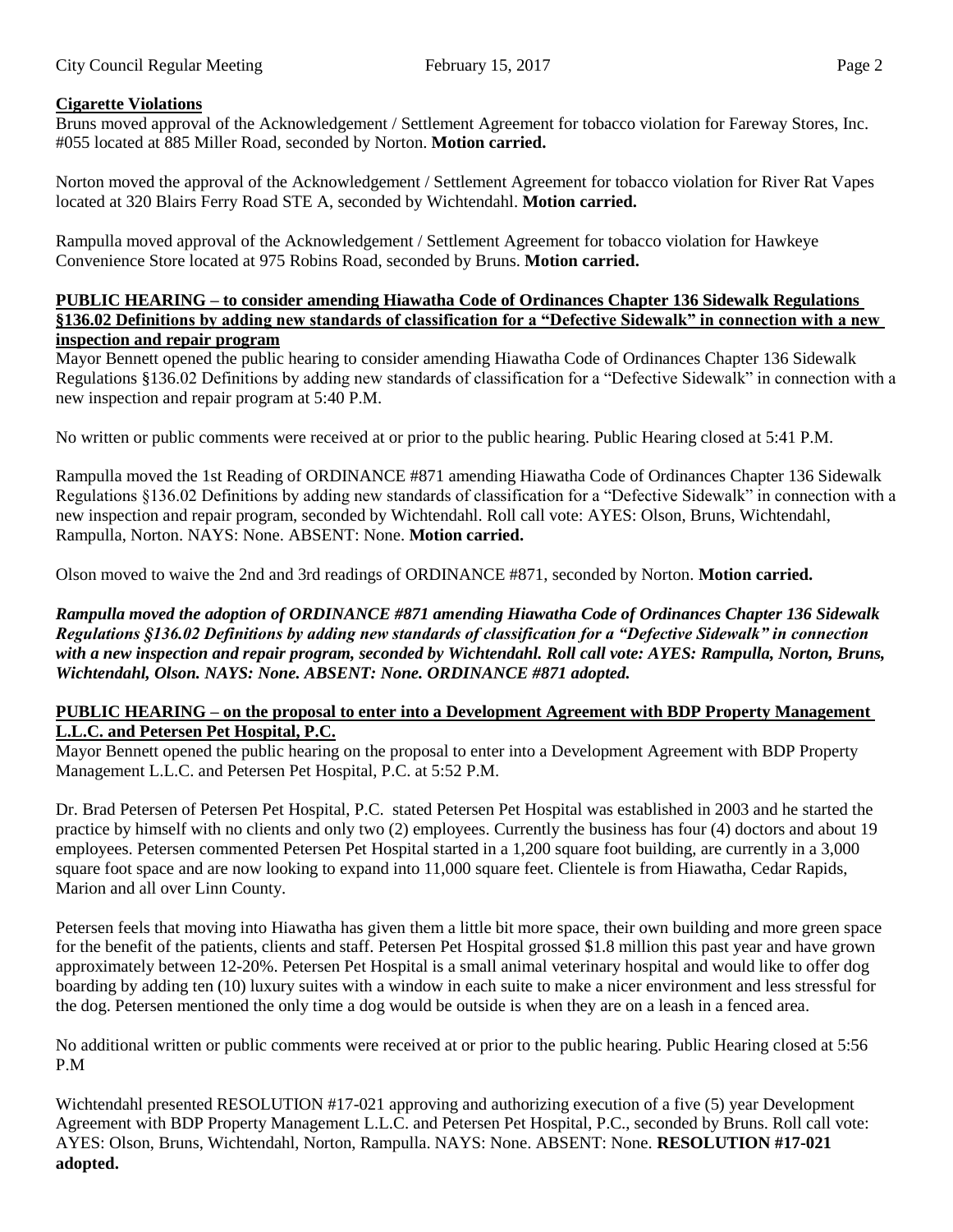**Cigarette Violations**

Bruns moved approval of the Acknowledgement / Settlement Agreement for tobacco violation for Fareway Stores, Inc. #055 located at 885 Miller Road, seconded by Norton. **Motion carried.**

Norton moved the approval of the Acknowledgement / Settlement Agreement for tobacco violation for River Rat Vapes located at 320 Blairs Ferry Road STE A, seconded by Wichtendahl. **Motion carried.**

Rampulla moved approval of the Acknowledgement / Settlement Agreement for tobacco violation for Hawkeye Convenience Store located at 975 Robins Road, seconded by Bruns. **Motion carried.**

**PUBLIC HEARING – to consider amending Hiawatha Code of Ordinances Chapter 136 Sidewalk Regulations §136.02 Definitions by adding new standards of classification for a "Defective Sidewalk" in connection with a new inspection and repair program**

Mayor Bennett opened the public hearing to consider amending Hiawatha Code of Ordinances Chapter 136 Sidewalk Regulations §136.02 Definitions by adding new standards of classification for a "Defective Sidewalk" in connection with a new inspection and repair program at 5:40 P.M.

No written or public comments were received at or prior to the public hearing. Public Hearing closed at 5:41 P.M.

Rampulla moved the 1st Reading of ORDINANCE #871 amending Hiawatha Code of Ordinances Chapter 136 Sidewalk Regulations §136.02 Definitions by adding new standards of classification for a "Defective Sidewalk" in connection with a new inspection and repair program, seconded by Wichtendahl. Roll call vote: AYES: Olson, Bruns, Wichtendahl, Rampulla, Norton. NAYS: None. ABSENT: None. **Motion carried.**

Olson moved to waive the 2nd and 3rd readings of ORDINANCE #871, seconded by Norton. **Motion carried.**

***Rampulla moved the adoption of ORDINANCE #871 amending Hiawatha Code of Ordinances Chapter 136 Sidewalk Regulations §136.02 Definitions by adding new standards of classification for a "Defective Sidewalk" in connection with a new inspection and repair program, seconded by Wichtendahl. Roll call vote: AYES: Rampulla, Norton, Bruns, Wichtendahl, Olson. NAYS: None. ABSENT: None. ORDINANCE #871 adopted.***

**PUBLIC HEARING – on the proposal to enter into a Development Agreement with BDP Property Management L.L.C. and Petersen Pet Hospital, P.C.**

Mayor Bennett opened the public hearing on the proposal to enter into a Development Agreement with BDP Property Management L.L.C. and Petersen Pet Hospital, P.C. at 5:52 P.M.

Dr. Brad Petersen of Petersen Pet Hospital, P.C. stated Petersen Pet Hospital was established in 2003 and he started the practice by himself with no clients and only two (2) employees. Currently the business has four (4) doctors and about 19 employees. Petersen commented Petersen Pet Hospital started in a 1,200 square foot building, are currently in a 3,000 square foot space and are now looking to expand into 11,000 square feet. Clientele is from Hiawatha, Cedar Rapids, Marion and all over Linn County.

Petersen feels that moving into Hiawatha has given them a little bit more space, their own building and more green space for the benefit of the patients, clients and staff. Petersen Pet Hospital grossed $1.8 million this past year and have grown approximately between 12-20%. Petersen Pet Hospital is a small animal veterinary hospital and would like to offer dog boarding by adding ten (10) luxury suites with a window in each suite to make a nicer environment and less stressful for the dog. Petersen mentioned the only time a dog would be outside is when they are on a leash in a fenced area.

No additional written or public comments were received at or prior to the public hearing. Public Hearing closed at 5:56 P.M

Wichtendahl presented RESOLUTION #17-021 approving and authorizing execution of a five (5) year Development Agreement with BDP Property Management L.L.C. and Petersen Pet Hospital, P.C., seconded by Bruns. Roll call vote: AYES: Olson, Bruns, Wichtendahl, Norton, Rampulla. NAYS: None. ABSENT: None. **RESOLUTION #17-021 adopted.**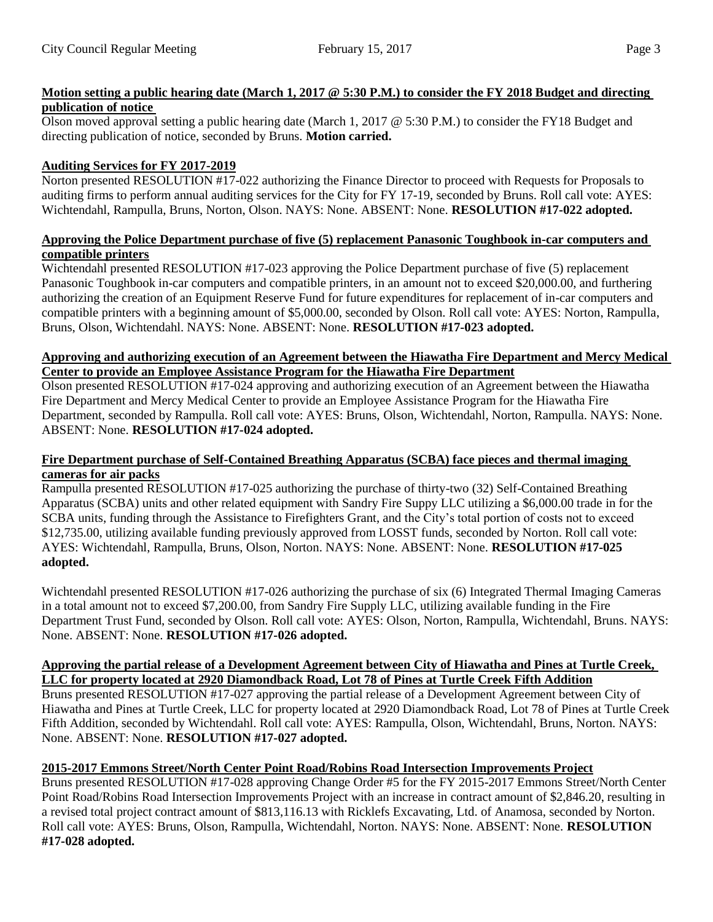**Motion setting a public hearing date (March 1, 2017 @ 5:30 P.M.) to consider the FY 2018 Budget and directing publication of notice**

Olson moved approval setting a public hearing date (March 1, 2017 @ 5:30 P.M.) to consider the FY18 Budget and directing publication of notice, seconded by Bruns. **Motion carried.**

**Auditing Services for FY 2017-2019**

Norton presented RESOLUTION #17-022 authorizing the Finance Director to proceed with Requests for Proposals to auditing firms to perform annual auditing services for the City for FY 17-19, seconded by Bruns. Roll call vote: AYES: Wichtendahl, Rampulla, Bruns, Norton, Olson. NAYS: None. ABSENT: None. **RESOLUTION #17-022 adopted.**

**Approving the Police Department purchase of five (5) replacement Panasonic Toughbook in-car computers and compatible printers**

Wichtendahl presented RESOLUTION #17-023 approving the Police Department purchase of five (5) replacement Panasonic Toughbook in-car computers and compatible printers, in an amount not to exceed $20,000.00, and furthering authorizing the creation of an Equipment Reserve Fund for future expenditures for replacement of in-car computers and compatible printers with a beginning amount of $5,000.00, seconded by Olson. Roll call vote: AYES: Norton, Rampulla, Bruns, Olson, Wichtendahl. NAYS: None. ABSENT: None. **RESOLUTION #17-023 adopted.**

**Approving and authorizing execution of an Agreement between the Hiawatha Fire Department and Mercy Medical Center to provide an Employee Assistance Program for the Hiawatha Fire Department**

Olson presented RESOLUTION #17-024 approving and authorizing execution of an Agreement between the Hiawatha Fire Department and Mercy Medical Center to provide an Employee Assistance Program for the Hiawatha Fire Department, seconded by Rampulla. Roll call vote: AYES: Bruns, Olson, Wichtendahl, Norton, Rampulla. NAYS: None. ABSENT: None. **RESOLUTION #17-024 adopted.**

**Fire Department purchase of Self-Contained Breathing Apparatus (SCBA) face pieces and thermal imaging cameras for air packs**

Rampulla presented RESOLUTION #17-025 authorizing the purchase of thirty-two (32) Self-Contained Breathing Apparatus (SCBA) units and other related equipment with Sandry Fire Suppy LLC utilizing a $6,000.00 trade in for the SCBA units, funding through the Assistance to Firefighters Grant, and the City's total portion of costs not to exceed $12,735.00, utilizing available funding previously approved from LOSST funds, seconded by Norton. Roll call vote: AYES: Wichtendahl, Rampulla, Bruns, Olson, Norton. NAYS: None. ABSENT: None. **RESOLUTION #17-025 adopted.**

Wichtendahl presented RESOLUTION #17-026 authorizing the purchase of six (6) Integrated Thermal Imaging Cameras in a total amount not to exceed $7,200.00, from Sandry Fire Supply LLC, utilizing available funding in the Fire Department Trust Fund, seconded by Olson. Roll call vote: AYES: Olson, Norton, Rampulla, Wichtendahl, Bruns. NAYS: None. ABSENT: None. **RESOLUTION #17-026 adopted.**

**Approving the partial release of a Development Agreement between City of Hiawatha and Pines at Turtle Creek, LLC for property located at 2920 Diamondback Road, Lot 78 of Pines at Turtle Creek Fifth Addition**

Bruns presented RESOLUTION #17-027 approving the partial release of a Development Agreement between City of Hiawatha and Pines at Turtle Creek, LLC for property located at 2920 Diamondback Road, Lot 78 of Pines at Turtle Creek Fifth Addition, seconded by Wichtendahl. Roll call vote: AYES: Rampulla, Olson, Wichtendahl, Bruns, Norton. NAYS: None. ABSENT: None. **RESOLUTION #17-027 adopted.**

**2015-2017 Emmons Street/North Center Point Road/Robins Road Intersection Improvements Project**

Bruns presented RESOLUTION #17-028 approving Change Order #5 for the FY 2015-2017 Emmons Street/North Center Point Road/Robins Road Intersection Improvements Project with an increase in contract amount of $2,846.20, resulting in a revised total project contract amount of $813,116.13 with Ricklefs Excavating, Ltd. of Anamosa, seconded by Norton. Roll call vote: AYES: Bruns, Olson, Rampulla, Wichtendahl, Norton. NAYS: None. ABSENT: None. **RESOLUTION #17-028 adopted.**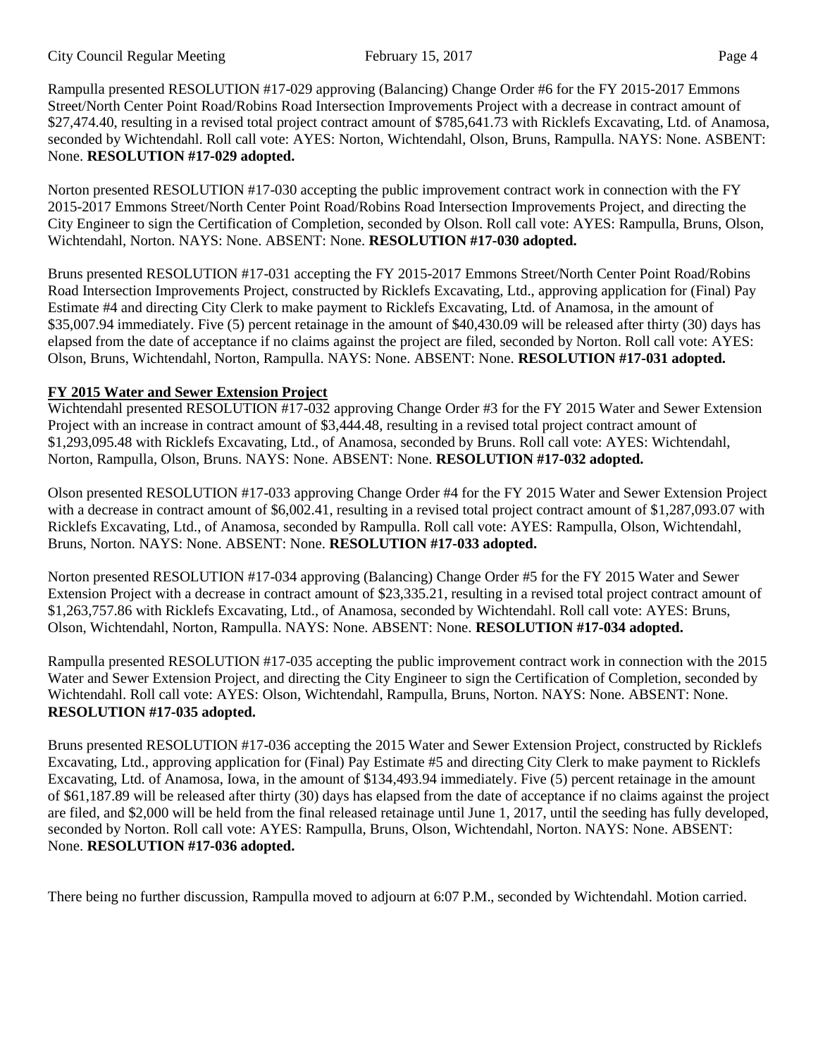Rampulla presented RESOLUTION #17-029 approving (Balancing) Change Order #6 for the FY 2015-2017 Emmons Street/North Center Point Road/Robins Road Intersection Improvements Project with a decrease in contract amount of $27,474.40, resulting in a revised total project contract amount of $785,641.73 with Ricklefs Excavating, Ltd. of Anamosa, seconded by Wichtendahl. Roll call vote: AYES: Norton, Wichtendahl, Olson, Bruns, Rampulla. NAYS: None. ASBENT: None. **RESOLUTION #17-029 adopted.**

Norton presented RESOLUTION #17-030 accepting the public improvement contract work in connection with the FY 2015-2017 Emmons Street/North Center Point Road/Robins Road Intersection Improvements Project, and directing the City Engineer to sign the Certification of Completion, seconded by Olson. Roll call vote: AYES: Rampulla, Bruns, Olson, Wichtendahl, Norton. NAYS: None. ABSENT: None. **RESOLUTION #17-030 adopted.**

Bruns presented RESOLUTION #17-031 accepting the FY 2015-2017 Emmons Street/North Center Point Road/Robins Road Intersection Improvements Project, constructed by Ricklefs Excavating, Ltd., approving application for (Final) Pay Estimate #4 and directing City Clerk to make payment to Ricklefs Excavating, Ltd. of Anamosa, in the amount of $35,007.94 immediately. Five (5) percent retainage in the amount of $40,430.09 will be released after thirty (30) days has elapsed from the date of acceptance if no claims against the project are filed, seconded by Norton. Roll call vote: AYES: Olson, Bruns, Wichtendahl, Norton, Rampulla. NAYS: None. ABSENT: None. **RESOLUTION #17-031 adopted.**

**FY 2015 Water and Sewer Extension Project**

Wichtendahl presented RESOLUTION #17-032 approving Change Order #3 for the FY 2015 Water and Sewer Extension Project with an increase in contract amount of $3,444.48, resulting in a revised total project contract amount of $1,293,095.48 with Ricklefs Excavating, Ltd., of Anamosa, seconded by Bruns. Roll call vote: AYES: Wichtendahl, Norton, Rampulla, Olson, Bruns. NAYS: None. ABSENT: None. **RESOLUTION #17-032 adopted.**

Olson presented RESOLUTION #17-033 approving Change Order #4 for the FY 2015 Water and Sewer Extension Project with a decrease in contract amount of $6,002.41, resulting in a revised total project contract amount of $1,287,093.07 with Ricklefs Excavating, Ltd., of Anamosa, seconded by Rampulla. Roll call vote: AYES: Rampulla, Olson, Wichtendahl, Bruns, Norton. NAYS: None. ABSENT: None. **RESOLUTION #17-033 adopted.**

Norton presented RESOLUTION #17-034 approving (Balancing) Change Order #5 for the FY 2015 Water and Sewer Extension Project with a decrease in contract amount of $23,335.21, resulting in a revised total project contract amount of $1,263,757.86 with Ricklefs Excavating, Ltd., of Anamosa, seconded by Wichtendahl. Roll call vote: AYES: Bruns, Olson, Wichtendahl, Norton, Rampulla. NAYS: None. ABSENT: None. **RESOLUTION #17-034 adopted.**

Rampulla presented RESOLUTION #17-035 accepting the public improvement contract work in connection with the 2015 Water and Sewer Extension Project, and directing the City Engineer to sign the Certification of Completion, seconded by Wichtendahl. Roll call vote: AYES: Olson, Wichtendahl, Rampulla, Bruns, Norton. NAYS: None. ABSENT: None. **RESOLUTION #17-035 adopted.**

Bruns presented RESOLUTION #17-036 accepting the 2015 Water and Sewer Extension Project, constructed by Ricklefs Excavating, Ltd., approving application for (Final) Pay Estimate #5 and directing City Clerk to make payment to Ricklefs Excavating, Ltd. of Anamosa, Iowa, in the amount of $134,493.94 immediately. Five (5) percent retainage in the amount of $61,187.89 will be released after thirty (30) days has elapsed from the date of acceptance if no claims against the project are filed, and $2,000 will be held from the final released retainage until June 1, 2017, until the seeding has fully developed, seconded by Norton. Roll call vote: AYES: Rampulla, Bruns, Olson, Wichtendahl, Norton. NAYS: None. ABSENT: None. **RESOLUTION #17-036 adopted.**

There being no further discussion, Rampulla moved to adjourn at 6:07 P.M., seconded by Wichtendahl. Motion carried.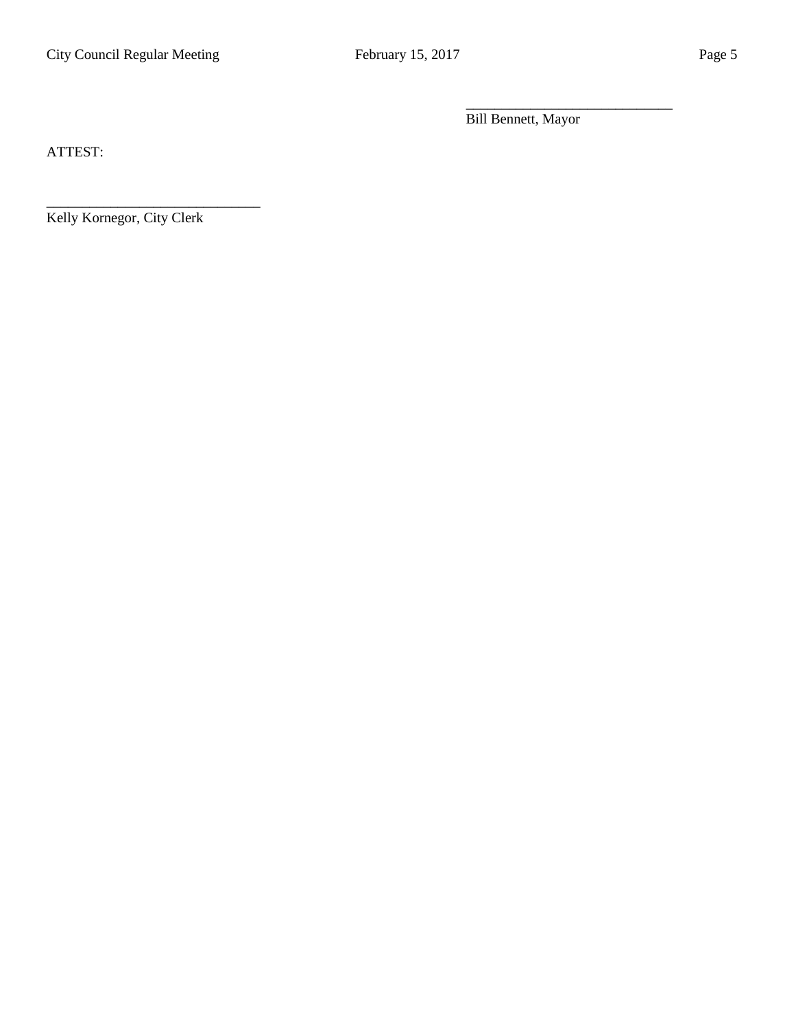\_\_\_\_\_\_\_\_\_\_\_\_\_\_\_\_\_\_\_\_\_\_\_\_\_\_\_\_\_\_
Bill Bennett, Mayor

ATTEST:

\_\_\_\_\_\_\_\_\_\_\_\_\_\_\_\_\_\_\_\_\_\_\_\_\_\_\_\_\_\_
Kelly Kornegor, City Clerk